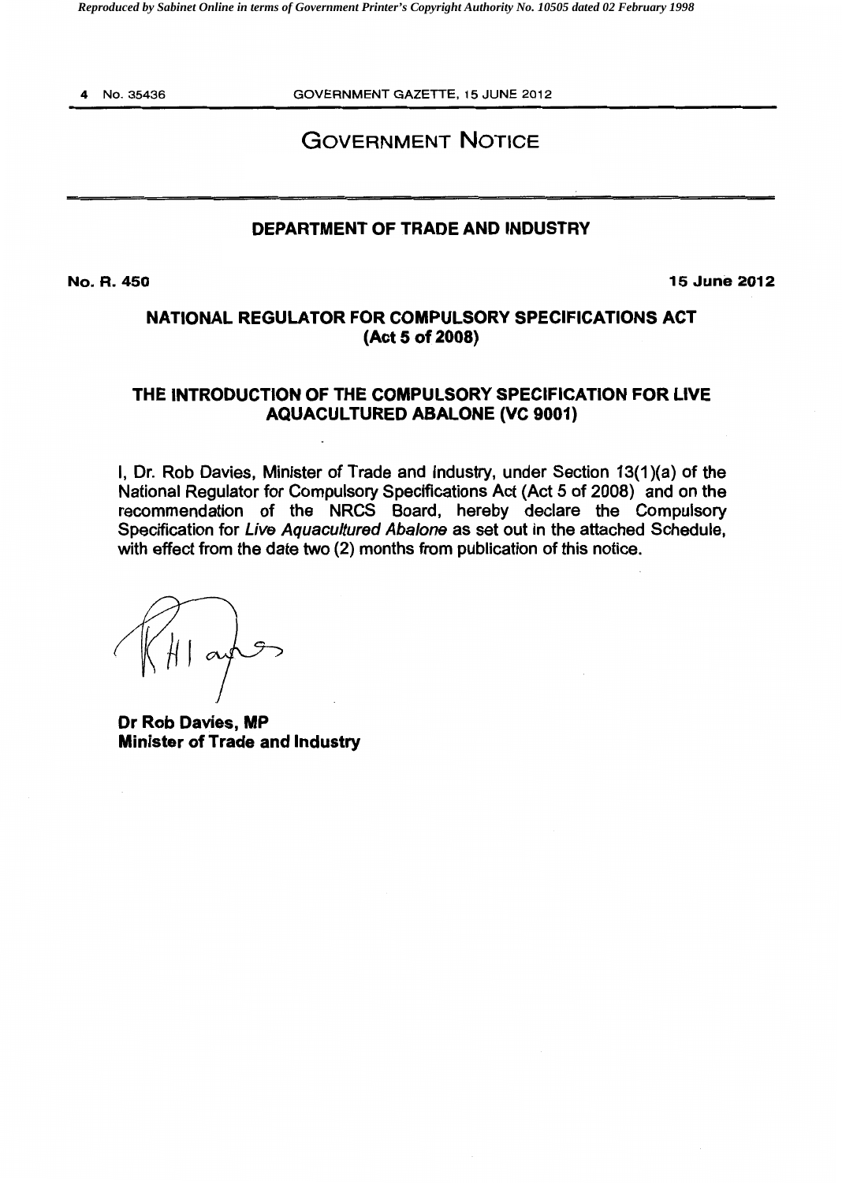# GOVERNMENT NOTICE

## DEPARTMENT OF TRADE AND INDUSTRY

**No. R. 450** **15 June 2012**

### NATIONAL REGULATOR FOR COMPULSORY SPECIFICATIONS ACT (Act 5 of 2008)

### THE INTRODUCTION OF THE COMPULSORY SPECIFICATION FOR LIVE AQUACULTURED ABALONE (VC 9001)

I, Dr. Rob Davies, Minister of Trade and Industry, under Section 13(1)(a) of the National Regulator for Compulsory Specifications Act (Act 5 of 2008) and on the recommendation of the NRCS Board, hereby declare the Compulsory Specification for *Live Aquacultured Abalone* as set out in the attached Schedule, with effect from the date two (2) months from publication of this notice.

**Dr Rob Davies, MP**
**Minister of Trade and Industry**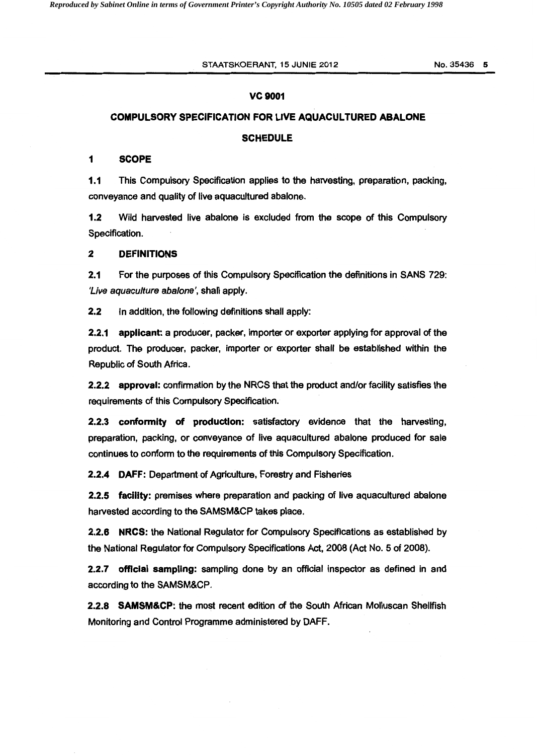# VC 9001

## COMPULSORY SPECIFICATION FOR LIVE AQUACULTURED ABALONE

## SCHEDULE

### 1 SCOPE

**1.1** This Compulsory Specification applies to the harvesting, preparation, packing, conveyance and quality of live aquacultured abalone.

**1.2** Wild harvested live abalone is excluded from the scope of this Compulsory Specification.

### 2 DEFINITIONS

**2.1** For the purposes of this Compulsory Specification the definitions in SANS 729: *'Live aquaculture abalone'*, shall apply.

**2.2** In addition, the following definitions shall apply:

**2.2.1 applicant:** a producer, packer, importer or exporter applying for approval of the product. The producer, packer, importer or exporter shall be established within the Republic of South Africa.

**2.2.2 approval:** confirmation by the NRCS that the product and/or facility satisfies the requirements of this Compulsory Specification.

**2.2.3 conformity of production:** satisfactory evidence that the harvesting, preparation, packing, or conveyance of live aquacultured abalone produced for sale continues to conform to the requirements of this Compulsory Specification.

**2.2.4 DAFF:** Department of Agriculture, Forestry and Fisheries

**2.2.5 facility:** premises where preparation and packing of live aquacultured abalone harvested according to the SAMSM&CP takes place.

**2.2.6 NRCS:** the National Regulator for Compulsory Specifications as established by the National Regulator for Compulsory Specifications Act, 2008 (Act No. 5 of 2008).

**2.2.7 official sampling:** sampling done by an official inspector as defined in and according to the SAMSM&CP.

**2.2.8 SAMSM&CP:** the most recent edition of the South African Molluscan Shellfish Monitoring and Control Programme administered by DAFF.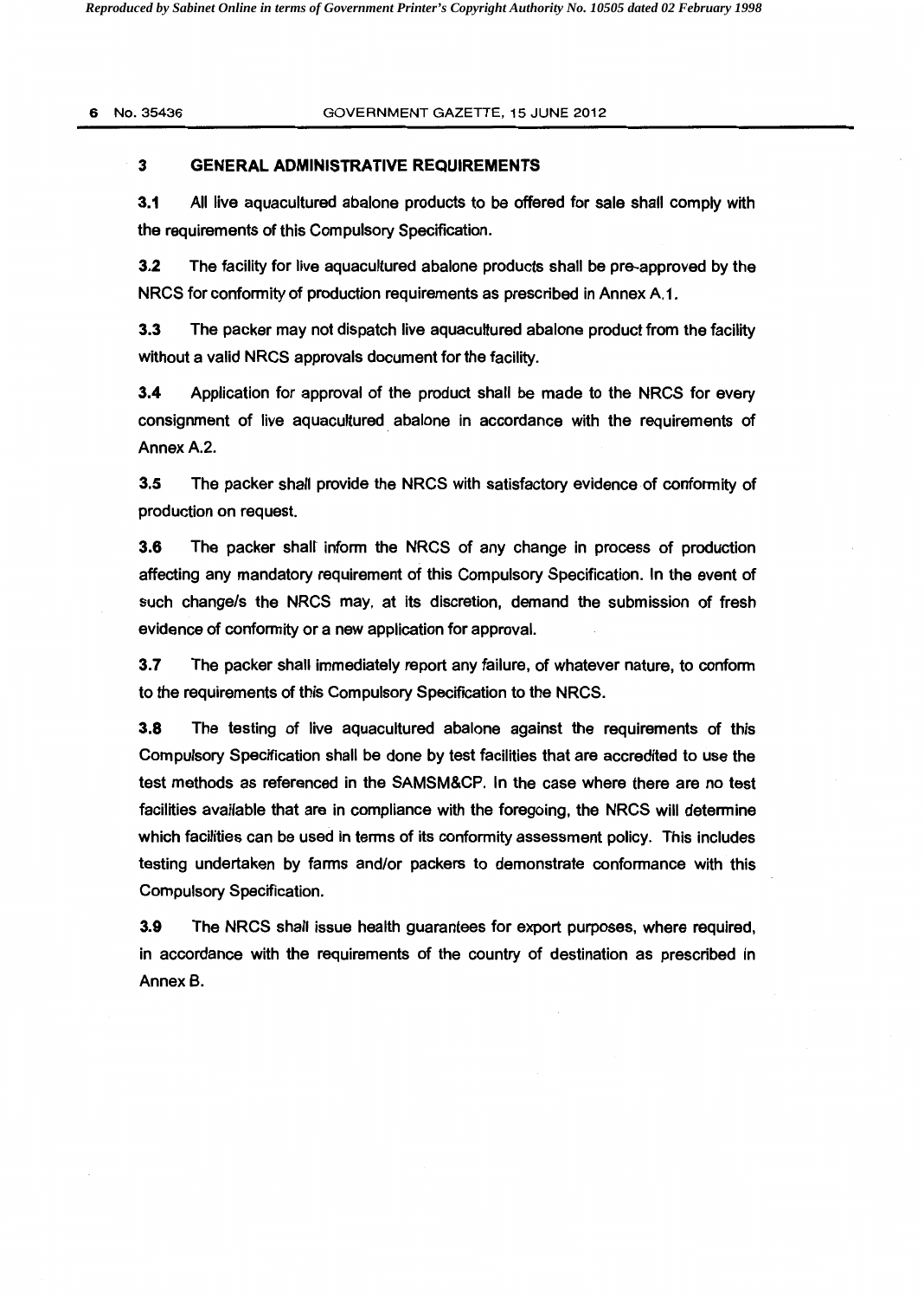## 3 GENERAL ADMINISTRATIVE REQUIREMENTS

**3.1** All live aquacultured abalone products to be offered for sale shall comply with the requirements of this Compulsory Specification.

**3.2** The facility for live aquacultured abalone products shall be pre-approved by the NRCS for conformity of production requirements as prescribed in Annex A.1.

**3.3** The packer may not dispatch live aquacultured abalone product from the facility without a valid NRCS approvals document for the facility.

**3.4** Application for approval of the product shall be made to the NRCS for every consignment of live aquacultured abalone in accordance with the requirements of Annex A.2.

**3.5** The packer shall provide the NRCS with satisfactory evidence of conformity of production on request.

**3.6** The packer shall inform the NRCS of any change in process of production affecting any mandatory requirement of this Compulsory Specification. In the event of such change/s the NRCS may, at its discretion, demand the submission of fresh evidence of conformity or a new application for approval.

**3.7** The packer shall immediately report any failure, of whatever nature, to conform to the requirements of this Compulsory Specification to the NRCS.

**3.8** The testing of live aquacultured abalone against the requirements of this Compulsory Specification shall be done by test facilities that are accredited to use the test methods as referenced in the SAMSM&CP. In the case where there are no test facilities available that are in compliance with the foregoing, the NRCS will determine which facilities can be used in terms of its conformity assessment policy. This includes testing undertaken by farms and/or packers to demonstrate conformance with this Compulsory Specification.

**3.9** The NRCS shall issue health guarantees for export purposes, where required, in accordance with the requirements of the country of destination as prescribed in Annex B.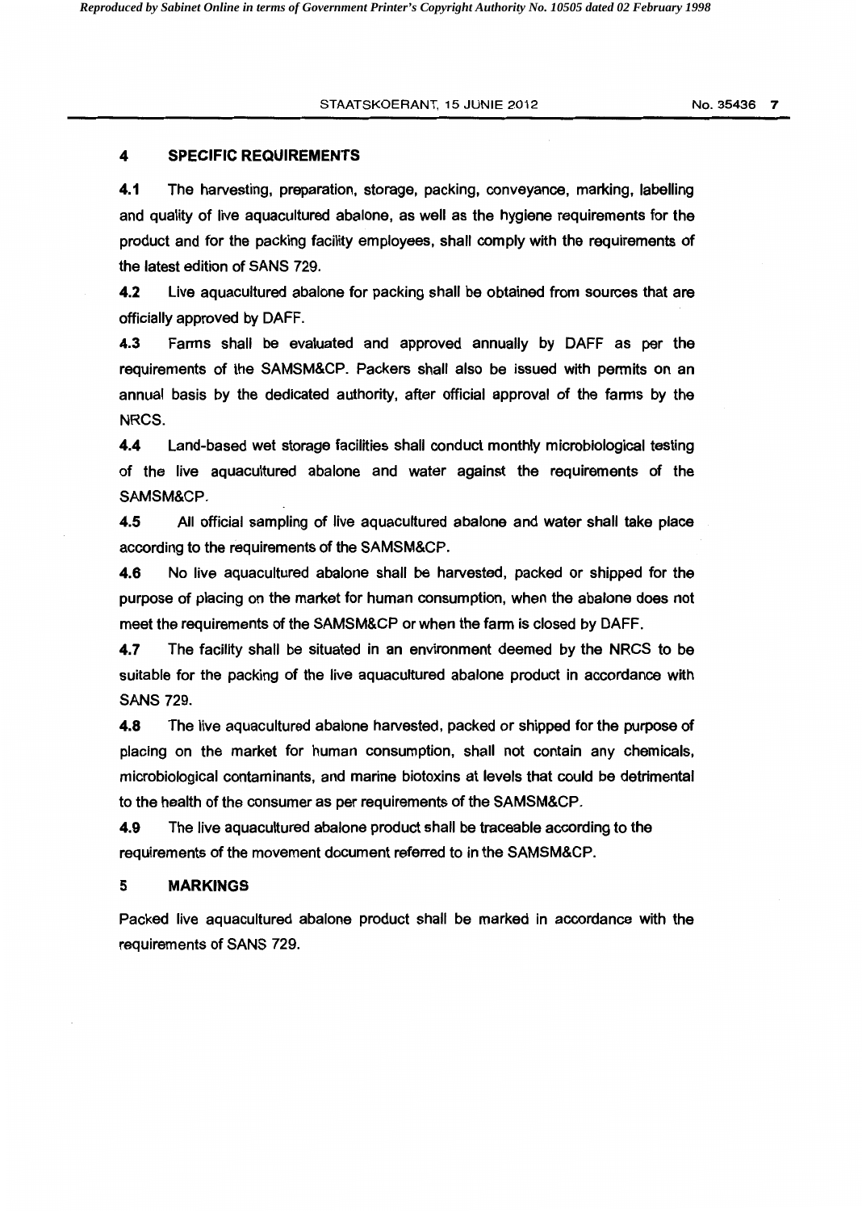## 4 SPECIFIC REQUIREMENTS

**4.1** The harvesting, preparation, storage, packing, conveyance, marking, labelling and quality of live aquacultured abalone, as well as the hygiene requirements for the product and for the packing facility employees, shall comply with the requirements of the latest edition of SANS 729.

**4.2** Live aquacultured abalone for packing shall be obtained from sources that are officially approved by DAFF.

**4.3** Farms shall be evaluated and approved annually by DAFF as per the requirements of the SAMSM&CP. Packers shall also be issued with permits on an annual basis by the dedicated authority, after official approval of the farms by the NRCS.

**4.4** Land-based wet storage facilities shall conduct monthly microbiological testing of the live aquacultured abalone and water against the requirements of the SAMSM&CP.

**4.5** All official sampling of live aquacultured abalone and water shall take place according to the requirements of the SAMSM&CP.

**4.6** No live aquacultured abalone shall be harvested, packed or shipped for the purpose of placing on the market for human consumption, when the abalone does not meet the requirements of the SAMSM&CP or when the farm is closed by DAFF.

**4.7** The facility shall be situated in an environment deemed by the NRCS to be suitable for the packing of the live aquacultured abalone product in accordance with SANS 729.

**4.8** The live aquacultured abalone harvested, packed or shipped for the purpose of placing on the market for human consumption, shall not contain any chemicals, microbiological contaminants, and marine biotoxins at levels that could be detrimental to the health of the consumer as per requirements of the SAMSM&CP.

**4.9** The live aquacultured abalone product shall be traceable according to the requirements of the movement document referred to in the SAMSM&CP.

## 5 MARKINGS

Packed live aquacultured abalone product shall be marked in accordance with the requirements of SANS 729.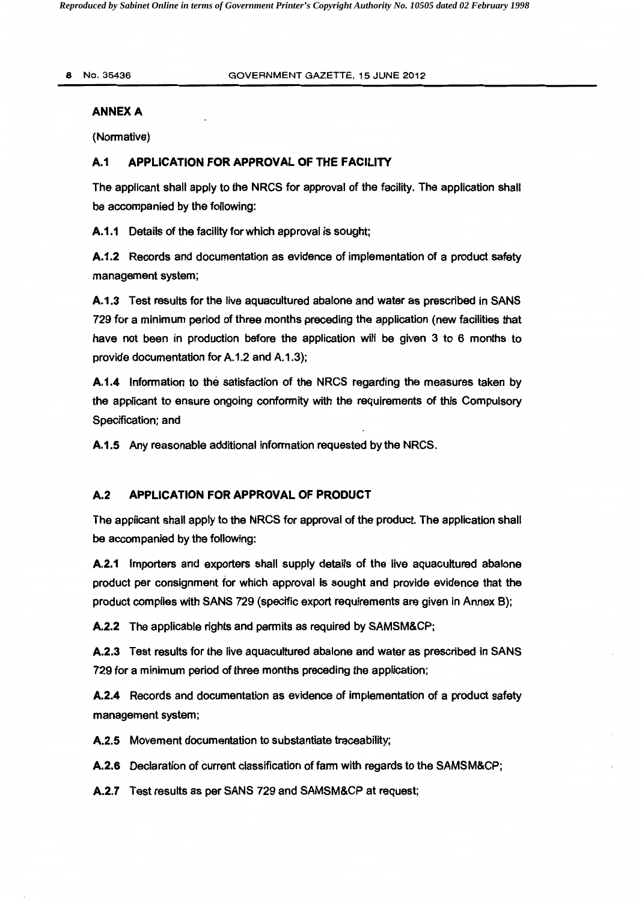## ANNEX A

(Normative)

### A.1 APPLICATION FOR APPROVAL OF THE FACILITY

The applicant shall apply to the NRCS for approval of the facility. The application shall be accompanied by the following:

**A.1.1** Details of the facility for which approval is sought;

**A.1.2** Records and documentation as evidence of implementation of a product safety management system;

**A.1.3** Test results for the live aquacultured abalone and water as prescribed in SANS 729 for a minimum period of three months preceding the application (new facilities that have not been in production before the application will be given 3 to 6 months to provide documentation for A.1.2 and A.1.3);

**A.1.4** Information to the satisfaction of the NRCS regarding the measures taken by the applicant to ensure ongoing conformity with the requirements of this Compulsory Specification; and

**A.1.5** Any reasonable additional information requested by the NRCS.

### A.2 APPLICATION FOR APPROVAL OF PRODUCT

The applicant shall apply to the NRCS for approval of the product. The application shall be accompanied by the following:

**A.2.1** Importers and exporters shall supply details of the live aquacultured abalone product per consignment for which approval is sought and provide evidence that the product complies with SANS 729 (specific export requirements are given in Annex B);

**A.2.2** The applicable rights and permits as required by SAMSM&CP;

**A.2.3** Test results for the live aquacultured abalone and water as prescribed in SANS 729 for a minimum period of three months preceding the application;

**A.2.4** Records and documentation as evidence of implementation of a product safety management system;

**A.2.5** Movement documentation to substantiate traceability;

**A.2.6** Declaration of current classification of farm with regards to the SAMSM&CP;

**A.2.7** Test results as per SANS 729 and SAMSM&CP at request;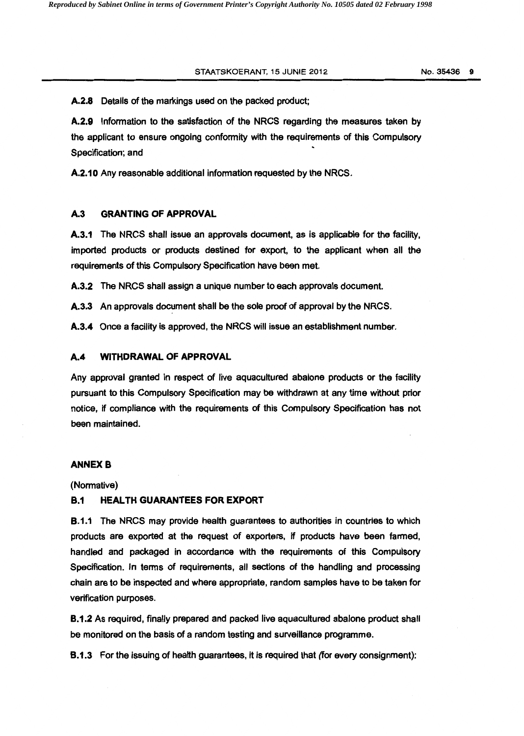**A.2.8** Details of the markings used on the packed product;

**A.2.9** Information to the satisfaction of the NRCS regarding the measures taken by the applicant to ensure ongoing conformity with the requirements of this Compulsory Specification; and

**A.2.10** Any reasonable additional information requested by the NRCS.

## A.3 GRANTING OF APPROVAL

**A.3.1** The NRCS shall issue an approvals document, as is applicable for the facility, imported products or products destined for export, to the applicant when all the requirements of this Compulsory Specification have been met.

**A.3.2** The NRCS shall assign a unique number to each approvals document.

**A.3.3** An approvals document shall be the sole proof of approval by the NRCS.

**A.3.4** Once a facility is approved, the NRCS will issue an establishment number.

## A.4 WITHDRAWAL OF APPROVAL

Any approval granted in respect of live aquacultured abalone products or the facility pursuant to this Compulsory Specification may be withdrawn at any time without prior notice, if compliance with the requirements of this Compulsory Specification has not been maintained.

# ANNEX B

(Normative)

## B.1 HEALTH GUARANTEES FOR EXPORT

**B.1.1** The NRCS may provide health guarantees to authorities in countries to which products are exported at the request of exporters, if products have been farmed, handled and packaged in accordance with the requirements of this Compulsory Specification. In terms of requirements, all sections of the handling and processing chain are to be inspected and where appropriate, random samples have to be taken for verification purposes.

**B.1.2** As required, finally prepared and packed live aquacultured abalone product shall be monitored on the basis of a random testing and surveillance programme.

**B.1.3** For the issuing of health guarantees, it is required that (for every consignment):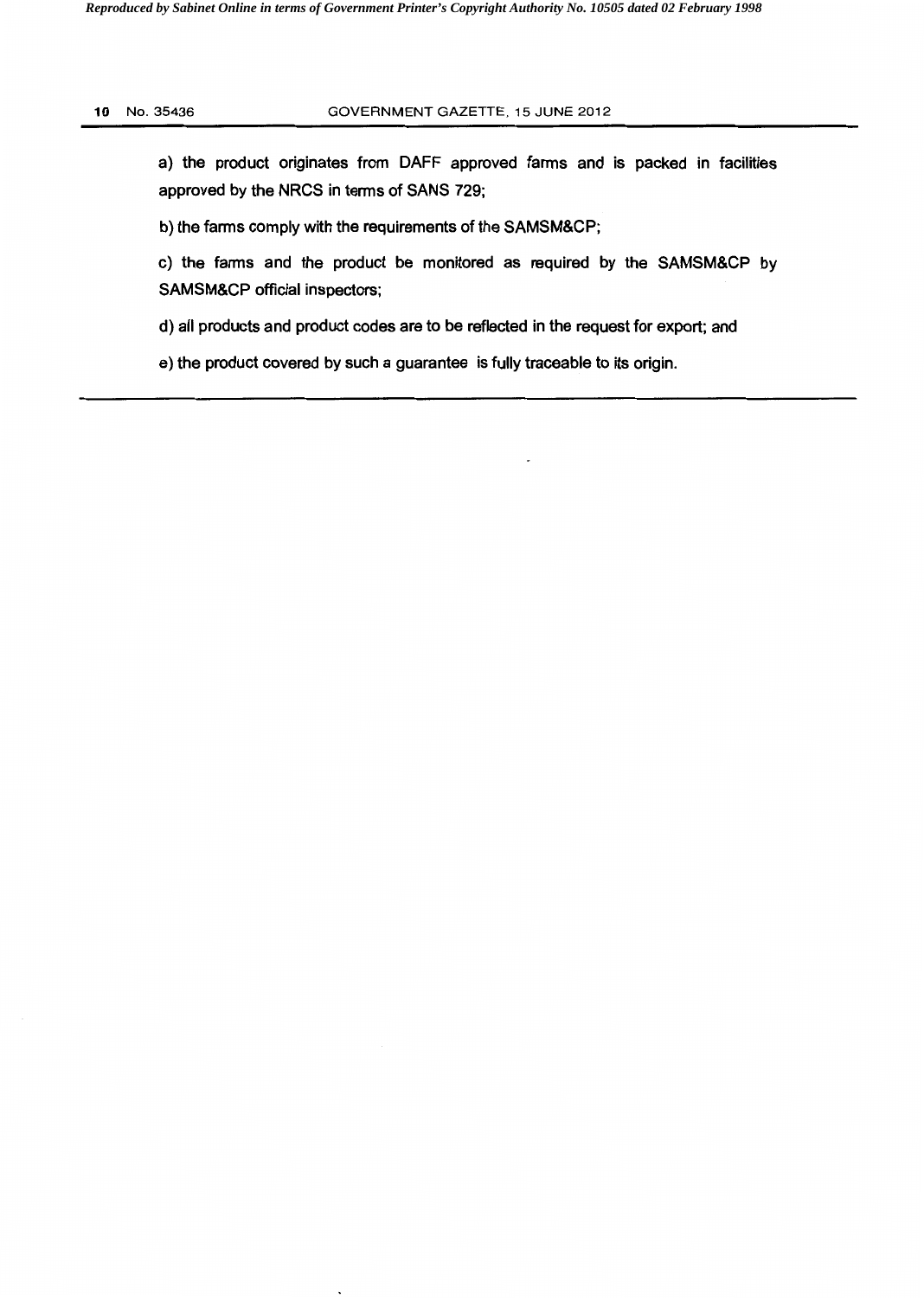a) the product originates from DAFF approved farms and is packed in facilities approved by the NRCS in terms of SANS 729;

b) the farms comply with the requirements of the SAMSM&CP;

c) the farms and the product be monitored as required by the SAMSM&CP by SAMSM&CP official inspectors;

d) all products and product codes are to be reflected in the request for export; and

e) the product covered by such a guarantee is fully traceable to its origin.